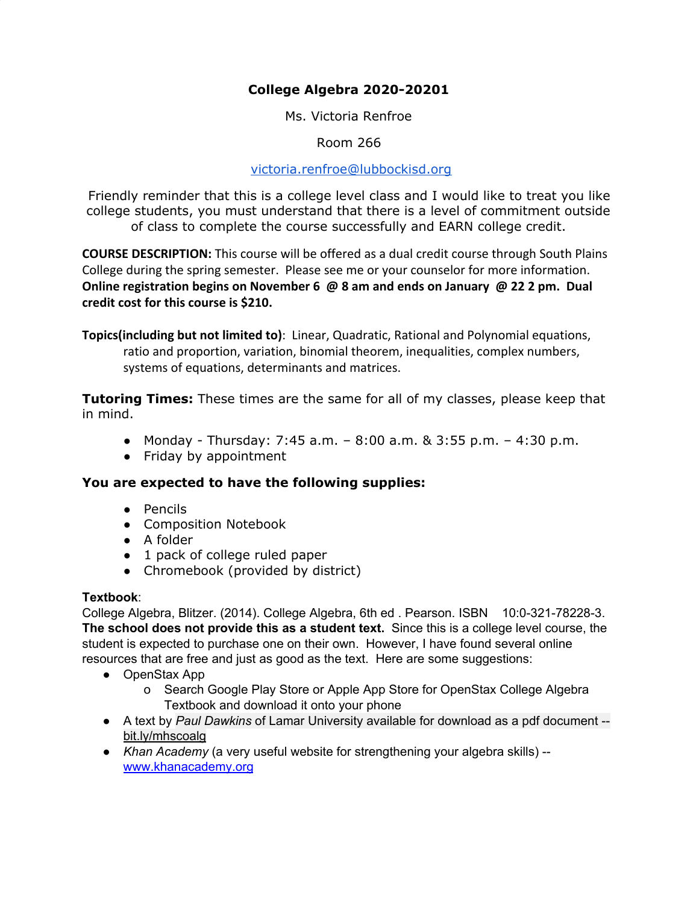# College Algebra 2020-20201

Ms. Victoria Renfroe

Room 266

victoria.renfroe@lubbockisd.org

Friendly reminder that this is a college level class and I would like to treat you like college students, you must understand that there is a level of commitment outside of class to complete the course successfully and EARN college credit.

**COURSE DESCRIPTION:** This course will be offered as a dual credit course through South Plains College during the spring semester. Please see me or your counselor for more information. **Online registration begins on November 6 @ 8 am and ends on January @ 22 2 pm. Dual credit cost for this course is $210.**

**Topics(including but not limited to)**: Linear, Quadratic, Rational and Polynomial equations, ratio and proportion, variation, binomial theorem, inequalities, complex numbers, systems of equations, determinants and matrices.

**Tutoring Times:** These times are the same for all of my classes, please keep that in mind.

- Monday - Thursday: 7:45 a.m. – 8:00 a.m. & 3:55 p.m. – 4:30 p.m.
- Friday by appointment

### You are expected to have the following supplies:

- Pencils
- Composition Notebook
- A folder
- 1 pack of college ruled paper
- Chromebook (provided by district)

**Textbook**:
College Algebra, Blitzer. (2014). College Algebra, 6th ed . Pearson. ISBN 10:0-321-78228-3. **The school does not provide this as a student text.** Since this is a college level course, the student is expected to purchase one on their own. However, I have found several online resources that are free and just as good as the text. Here are some suggestions:

- OpenStax App
  - Search Google Play Store or Apple App Store for OpenStax College Algebra Textbook and download it onto your phone
- A text by *Paul Dawkins* of Lamar University available for download as a pdf document -- bit.ly/mhscoalg
- *Khan Academy* (a very useful website for strengthening your algebra skills) -- www.khanacademy.org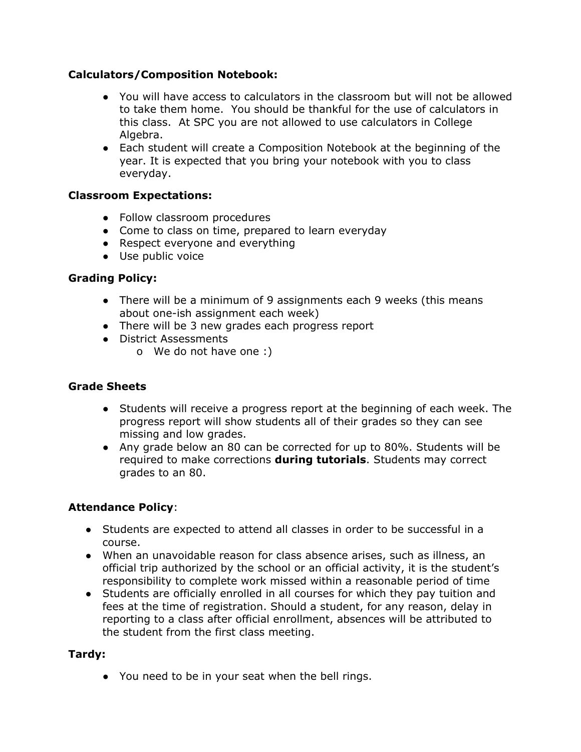**Calculators/Composition Notebook:**

- You will have access to calculators in the classroom but will not be allowed to take them home. You should be thankful for the use of calculators in this class. At SPC you are not allowed to use calculators in College Algebra.
- Each student will create a Composition Notebook at the beginning of the year. It is expected that you bring your notebook with you to class everyday.

**Classroom Expectations:**

- Follow classroom procedures
- Come to class on time, prepared to learn everyday
- Respect everyone and everything
- Use public voice

**Grading Policy:**

- There will be a minimum of 9 assignments each 9 weeks (this means about one-ish assignment each week)
- There will be 3 new grades each progress report
- District Assessments
    - We do not have one :)

**Grade Sheets**

- Students will receive a progress report at the beginning of each week. The progress report will show students all of their grades so they can see missing and low grades.
- Any grade below an 80 can be corrected for up to 80%. Students will be required to make corrections **during tutorials**. Students may correct grades to an 80.

**Attendance Policy**:

- Students are expected to attend all classes in order to be successful in a course.
- When an unavoidable reason for class absence arises, such as illness, an official trip authorized by the school or an official activity, it is the student's responsibility to complete work missed within a reasonable period of time
- Students are officially enrolled in all courses for which they pay tuition and fees at the time of registration. Should a student, for any reason, delay in reporting to a class after official enrollment, absences will be attributed to the student from the first class meeting.

**Tardy:**

- You need to be in your seat when the bell rings.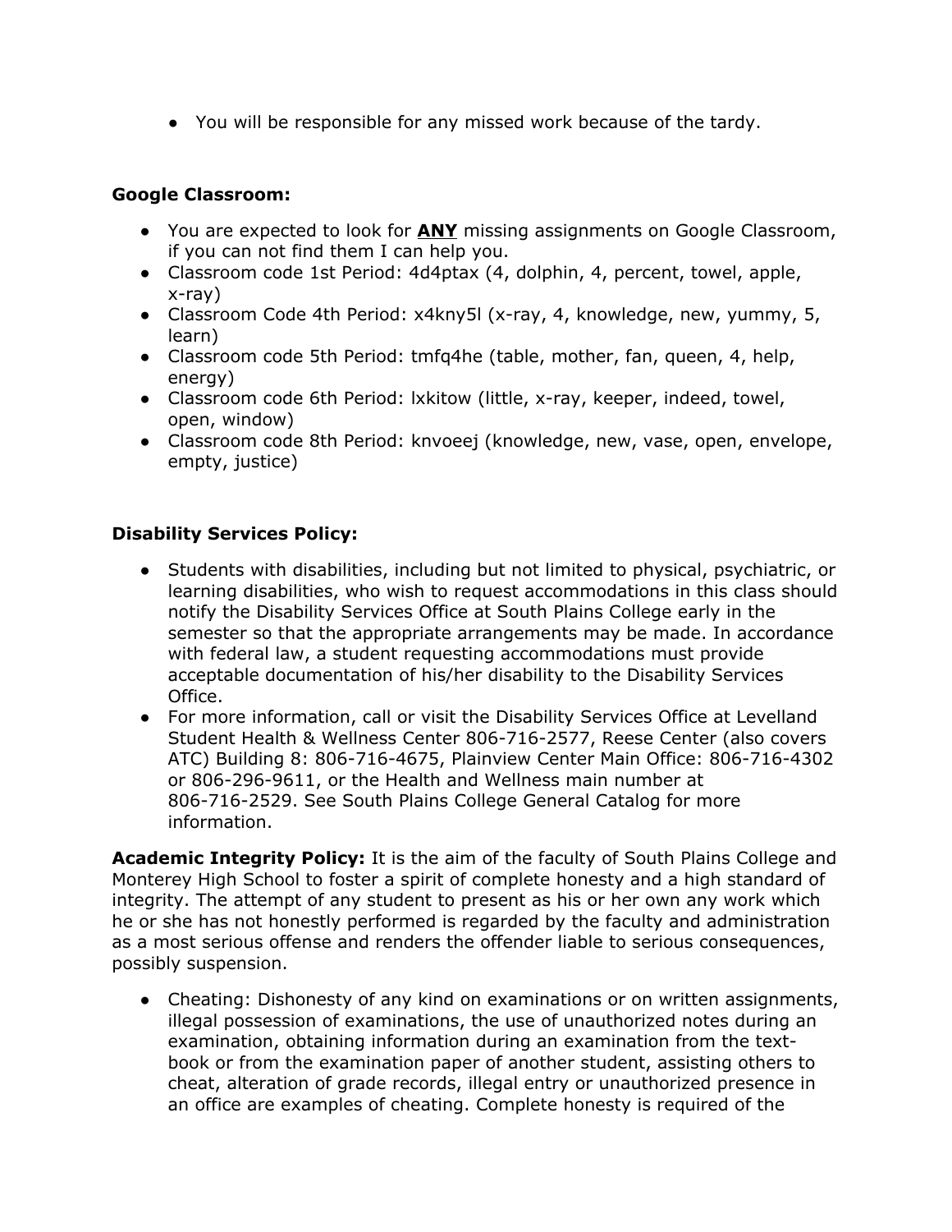- You will be responsible for any missed work because of the tardy.

**Google Classroom:**

- You are expected to look for **ANY** missing assignments on Google Classroom, if you can not find them I can help you.
- Classroom code 1st Period: 4d4ptax (4, dolphin, 4, percent, towel, apple, x-ray)
- Classroom Code 4th Period: x4kny5l (x-ray, 4, knowledge, new, yummy, 5, learn)
- Classroom code 5th Period: tmfq4he (table, mother, fan, queen, 4, help, energy)
- Classroom code 6th Period: lxkitow (little, x-ray, keeper, indeed, towel, open, window)
- Classroom code 8th Period: knvoeej (knowledge, new, vase, open, envelope, empty, justice)

**Disability Services Policy:**

- Students with disabilities, including but not limited to physical, psychiatric, or learning disabilities, who wish to request accommodations in this class should notify the Disability Services Office at South Plains College early in the semester so that the appropriate arrangements may be made. In accordance with federal law, a student requesting accommodations must provide acceptable documentation of his/her disability to the Disability Services Office.
- For more information, call or visit the Disability Services Office at Levelland Student Health & Wellness Center 806-716-2577, Reese Center (also covers ATC) Building 8: 806-716-4675, Plainview Center Main Office: 806-716-4302 or 806-296-9611, or the Health and Wellness main number at 806-716-2529. See South Plains College General Catalog for more information.

**Academic Integrity Policy:** It is the aim of the faculty of South Plains College and Monterey High School to foster a spirit of complete honesty and a high standard of integrity. The attempt of any student to present as his or her own any work which he or she has not honestly performed is regarded by the faculty and administration as a most serious offense and renders the offender liable to serious consequences, possibly suspension.

- Cheating: Dishonesty of any kind on examinations or on written assignments, illegal possession of examinations, the use of unauthorized notes during an examination, obtaining information during an examination from the text-book or from the examination paper of another student, assisting others to cheat, alteration of grade records, illegal entry or unauthorized presence in an office are examples of cheating. Complete honesty is required of the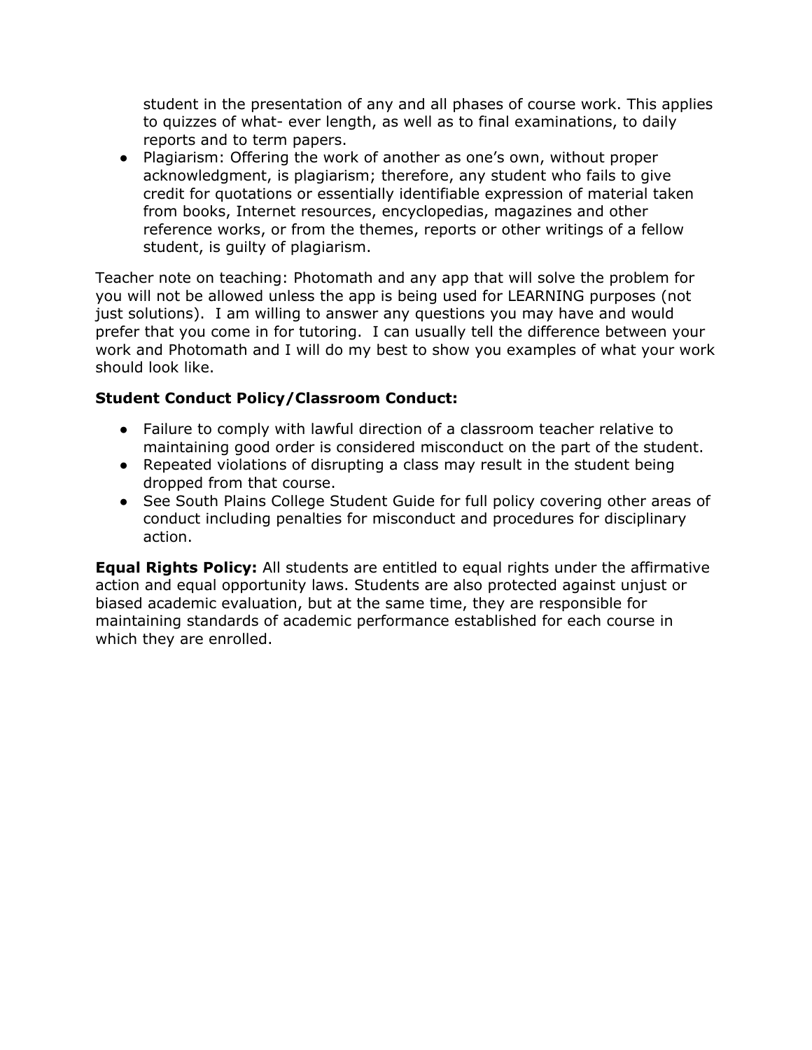student in the presentation of any and all phases of course work. This applies to quizzes of what- ever length, as well as to final examinations, to daily reports and to term papers.

- Plagiarism: Offering the work of another as one's own, without proper acknowledgment, is plagiarism; therefore, any student who fails to give credit for quotations or essentially identifiable expression of material taken from books, Internet resources, encyclopedias, magazines and other reference works, or from the themes, reports or other writings of a fellow student, is guilty of plagiarism.

Teacher note on teaching: Photomath and any app that will solve the problem for you will not be allowed unless the app is being used for LEARNING purposes (not just solutions). I am willing to answer any questions you may have and would prefer that you come in for tutoring. I can usually tell the difference between your work and Photomath and I will do my best to show you examples of what your work should look like.

**Student Conduct Policy/Classroom Conduct:**

- Failure to comply with lawful direction of a classroom teacher relative to maintaining good order is considered misconduct on the part of the student.
- Repeated violations of disrupting a class may result in the student being dropped from that course.
- See South Plains College Student Guide for full policy covering other areas of conduct including penalties for misconduct and procedures for disciplinary action.

**Equal Rights Policy:** All students are entitled to equal rights under the affirmative action and equal opportunity laws. Students are also protected against unjust or biased academic evaluation, but at the same time, they are responsible for maintaining standards of academic performance established for each course in which they are enrolled.